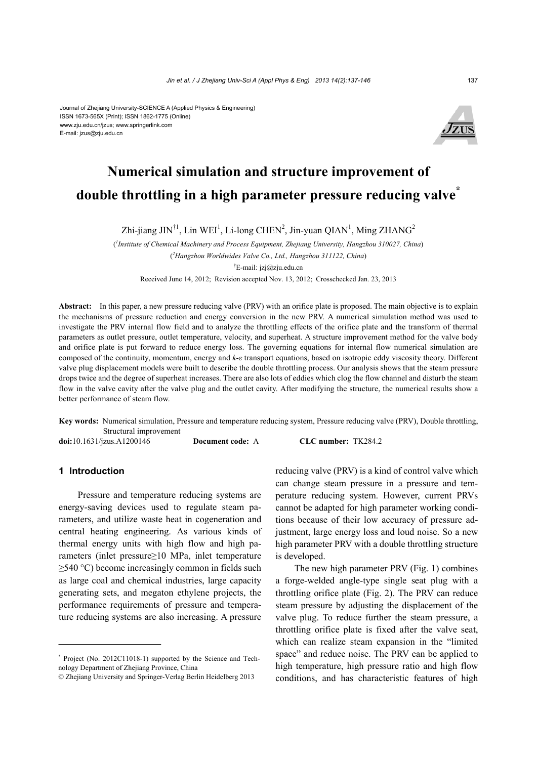Journal of Zhejiang University-SCIENCE A (Applied Physics & Engineering)
ISSN 1673-565X (Print); ISSN 1862-1775 (Online)
www.zju.edu.cn/jzus; www.springerlink.com
E-mail: jzus@zju.edu.cn

# Numerical simulation and structure improvement of double throttling in a high parameter pressure reducing valve*

Zhi-jiang JIN[†1], Lin WEI[1], Li-long CHEN[2], Jin-yuan QIAN[1], Ming ZHANG[2]

([1]*Institute of Chemical Machinery and Process Equipment, Zhejiang University, Hangzhou 310027, China*)

([2]*Hangzhou Worldwides Valve Co., Ltd., Hangzhou 311122, China*)

[†]E-mail: jzj@zju.edu.cn

Received June 14, 2012; Revision accepted Nov. 13, 2012; Crosschecked Jan. 23, 2013

**Abstract:** In this paper, a new pressure reducing valve (PRV) with an orifice plate is proposed. The main objective is to explain the mechanisms of pressure reduction and energy conversion in the new PRV. A numerical simulation method was used to investigate the PRV internal flow field and to analyze the throttling effects of the orifice plate and the transform of thermal parameters as outlet pressure, outlet temperature, velocity, and superheat. A structure improvement method for the valve body and orifice plate is put forward to reduce energy loss. The governing equations for internal flow numerical simulation are composed of the continuity, momentum, energy and $k$-$\varepsilon$ transport equations, based on isotropic eddy viscosity theory. Different valve plug displacement models were built to describe the double throttling process. Our analysis shows that the steam pressure drops twice and the degree of superheat increases. There are also lots of eddies which clog the flow channel and disturb the steam flow in the valve cavity after the valve plug and the outlet cavity. After modifying the structure, the numerical results show a better performance of steam flow.

**Key words:** Numerical simulation, Pressure and temperature reducing system, Pressure reducing valve (PRV), Double throttling, Structural improvement

**doi:**10.1631/jzus.A1200146 **Document code:** A **CLC number:** TK284.2

## 1 Introduction

Pressure and temperature reducing systems are energy-saving devices used to regulate steam parameters, and utilize waste heat in cogeneration and central heating engineering. As various kinds of thermal energy units with high flow and high parameters (inlet pressure≥10 MPa, inlet temperature ≥540 °C) become increasingly common in fields such as large coal and chemical industries, large capacity generating sets, and megaton ethylene projects, the performance requirements of pressure and temperature reducing systems are also increasing. A pressure reducing valve (PRV) is a kind of control valve which can change steam pressure in a pressure and temperature reducing system. However, current PRVs cannot be adapted for high parameter working conditions because of their low accuracy of pressure adjustment, large energy loss and loud noise. So a new high parameter PRV with a double throttling structure is developed.

The new high parameter PRV (Fig. 1) combines a forge-welded angle-type single seat plug with a throttling orifice plate (Fig. 2). The PRV can reduce steam pressure by adjusting the displacement of the valve plug. To reduce further the steam pressure, a throttling orifice plate is fixed after the valve seat, which can realize steam expansion in the "limited space" and reduce noise. The PRV can be applied to high temperature, high pressure ratio and high flow conditions, and has characteristic features of high

---

* Project (No. 2012C11018-1) supported by the Science and Technology Department of Zhejiang Province, China

© Zhejiang University and Springer-Verlag Berlin Heidelberg 2013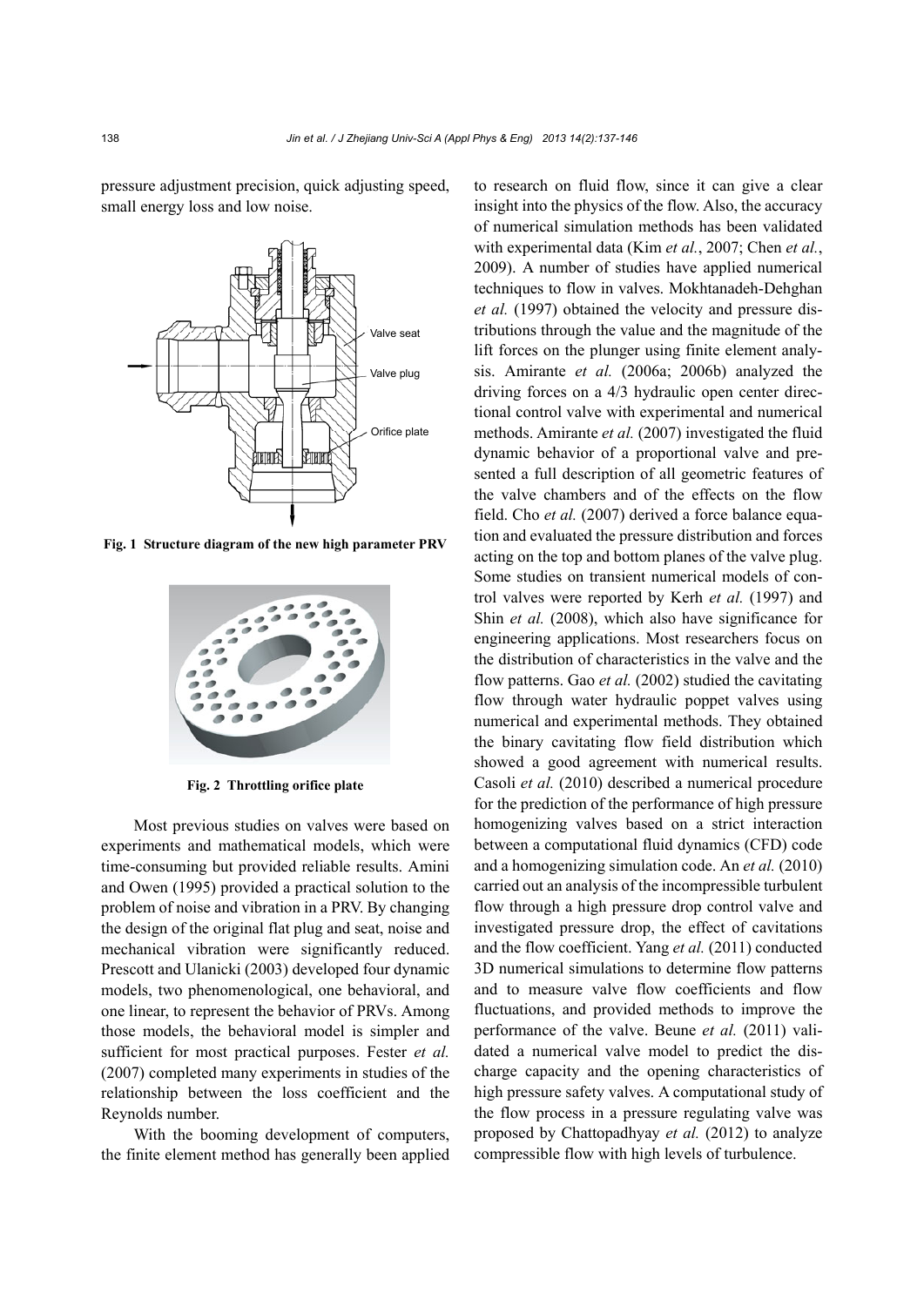pressure adjustment precision, quick adjusting speed, small energy loss and low noise.

Fig. 1 Structure diagram of the new high parameter PRV

Fig. 2 Throttling orifice plate

Most previous studies on valves were based on experiments and mathematical models, which were time-consuming but provided reliable results. Amini and Owen (1995) provided a practical solution to the problem of noise and vibration in a PRV. By changing the design of the original flat plug and seat, noise and mechanical vibration were significantly reduced. Prescott and Ulanicki (2003) developed four dynamic models, two phenomenological, one behavioral, and one linear, to represent the behavior of PRVs. Among those models, the behavioral model is simpler and sufficient for most practical purposes. Fester *et al.* (2007) completed many experiments in studies of the relationship between the loss coefficient and the Reynolds number.

With the booming development of computers, the finite element method has generally been applied to research on fluid flow, since it can give a clear insight into the physics of the flow. Also, the accuracy of numerical simulation methods has been validated with experimental data (Kim *et al.*, 2007; Chen *et al.*, 2009). A number of studies have applied numerical techniques to flow in valves. Mokhtanadeh-Dehghan *et al.* (1997) obtained the velocity and pressure distributions through the value and the magnitude of the lift forces on the plunger using finite element analysis. Amirante *et al.* (2006a; 2006b) analyzed the driving forces on a 4/3 hydraulic open center directional control valve with experimental and numerical methods. Amirante *et al.* (2007) investigated the fluid dynamic behavior of a proportional valve and presented a full description of all geometric features of the valve chambers and of the effects on the flow field. Cho *et al.* (2007) derived a force balance equation and evaluated the pressure distribution and forces acting on the top and bottom planes of the valve plug. Some studies on transient numerical models of control valves were reported by Kerh *et al.* (1997) and Shin *et al.* (2008), which also have significance for engineering applications. Most researchers focus on the distribution of characteristics in the valve and the flow patterns. Gao *et al.* (2002) studied the cavitating flow through water hydraulic poppet valves using numerical and experimental methods. They obtained the binary cavitating flow field distribution which showed a good agreement with numerical results. Casoli *et al.* (2010) described a numerical procedure for the prediction of the performance of high pressure homogenizing valves based on a strict interaction between a computational fluid dynamics (CFD) code and a homogenizing simulation code. An *et al.* (2010) carried out an analysis of the incompressible turbulent flow through a high pressure drop control valve and investigated pressure drop, the effect of cavitations and the flow coefficient. Yang *et al.* (2011) conducted 3D numerical simulations to determine flow patterns and to measure valve flow coefficients and flow fluctuations, and provided methods to improve the performance of the valve. Beune *et al.* (2011) validated a numerical valve model to predict the discharge capacity and the opening characteristics of high pressure safety valves. A computational study of the flow process in a pressure regulating valve was proposed by Chattopadhyay *et al.* (2012) to analyze compressible flow with high levels of turbulence.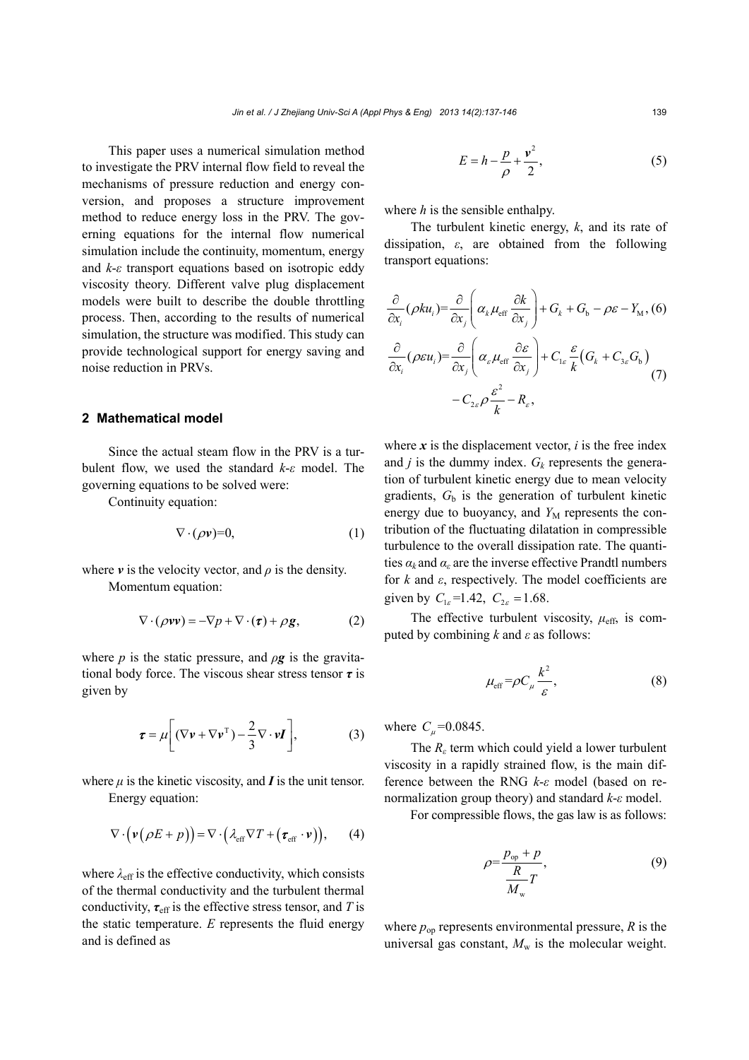This paper uses a numerical simulation method to investigate the PRV internal flow field to reveal the mechanisms of pressure reduction and energy conversion, and proposes a structure improvement method to reduce energy loss in the PRV. The governing equations for the internal flow numerical simulation include the continuity, momentum, energy and *k*-*ε* transport equations based on isotropic eddy viscosity theory. Different valve plug displacement models were built to describe the double throttling process. Then, according to the results of numerical simulation, the structure was modified. This study can provide technological support for energy saving and noise reduction in PRVs.

## 2 Mathematical model

Since the actual steam flow in the PRV is a turbulent flow, we used the standard *k*-*ε* model. The governing equations to be solved were:

Continuity equation:

$$\nabla \cdot (\rho \boldsymbol{v}) = 0, \tag{1}$$

where $\boldsymbol{v}$ is the velocity vector, and $\rho$ is the density.

Momentum equation:

$$\nabla \cdot (\rho \boldsymbol{v}\boldsymbol{v}) = -\nabla p + \nabla \cdot (\boldsymbol{\tau}) + \rho \boldsymbol{g}, \tag{2}$$

where $p$ is the static pressure, and $\rho \boldsymbol{g}$ is the gravitational body force. The viscous shear stress tensor $\boldsymbol{\tau}$ is given by

$$\boldsymbol{\tau} = \mu \left[ (\nabla \boldsymbol{v} + \nabla \boldsymbol{v}^{\mathrm{T}}) - \frac{2}{3} \nabla \cdot \boldsymbol{v} \boldsymbol{I} \right], \tag{3}$$

where $\mu$ is the kinetic viscosity, and $\boldsymbol{I}$ is the unit tensor.

Energy equation:

$$\nabla \cdot \left( \boldsymbol{v} \left( \rho E + p \right) \right) = \nabla \cdot \left( \lambda_{\mathrm{eff}} \nabla T + \left( \boldsymbol{\tau}_{\mathrm{eff}} \cdot \boldsymbol{v} \right) \right), \tag{4}$$

where $\lambda_{\mathrm{eff}}$ is the effective conductivity, which consists of the thermal conductivity and the turbulent thermal conductivity, $\boldsymbol{\tau}_{\mathrm{eff}}$ is the effective stress tensor, and $T$ is the static temperature. $E$ represents the fluid energy and is defined as

$$E = h - \frac{p}{\rho} + \frac{\boldsymbol{v}^2}{2}, \tag{5}$$

where $h$ is the sensible enthalpy.

The turbulent kinetic energy, $k$, and its rate of dissipation, $\varepsilon$, are obtained from the following transport equations:

$$\frac{\partial}{\partial x_i}(\rho k u_i) = \frac{\partial}{\partial x_j}\left( \alpha_k \mu_{\mathrm{eff}} \frac{\partial k}{\partial x_j} \right) + G_k + G_{\mathrm{b}} - \rho \varepsilon - Y_{\mathrm{M}}, \tag{6}$$

$$\frac{\partial}{\partial x_i}(\rho \varepsilon u_i) = \frac{\partial}{\partial x_j}\left( \alpha_\varepsilon \mu_{\mathrm{eff}} \frac{\partial \varepsilon}{\partial x_j} \right) + C_{1\varepsilon} \frac{\varepsilon}{k}\left( G_k + C_{3\varepsilon} G_{\mathrm{b}} \right) - C_{2\varepsilon} \rho \frac{\varepsilon^2}{k} - R_\varepsilon, \tag{7}$$

where $\boldsymbol{x}$ is the displacement vector, $i$ is the free index and $j$ is the dummy index. $G_k$ represents the generation of turbulent kinetic energy due to mean velocity gradients, $G_{\mathrm{b}}$ is the generation of turbulent kinetic energy due to buoyancy, and $Y_{\mathrm{M}}$ represents the contribution of the fluctuating dilatation in compressible turbulence to the overall dissipation rate. The quantities $\alpha_k$ and $\alpha_\varepsilon$ are the inverse effective Prandtl numbers for $k$ and $\varepsilon$, respectively. The model coefficients are given by $C_{1\varepsilon}=1.42$, $C_{2\varepsilon}=1.68$.

The effective turbulent viscosity, $\mu_{\mathrm{eff}}$, is computed by combining $k$ and $\varepsilon$ as follows:

$$\mu_{\mathrm{eff}} = \rho C_\mu \frac{k^2}{\varepsilon}, \tag{8}$$

where $C_\mu=0.0845$.

The $R_\varepsilon$ term which could yield a lower turbulent viscosity in a rapidly strained flow, is the main difference between the RNG *k*-*ε* model (based on renormalization group theory) and standard *k*-*ε* model.

For compressible flows, the gas law is as follows:

$$\rho = \frac{p_{\mathrm{op}} + p}{\frac{R}{M_{\mathrm{w}}} T}, \tag{9}$$

where $p_{\mathrm{op}}$ represents environmental pressure, $R$ is the universal gas constant, $M_{\mathrm{w}}$ is the molecular weight.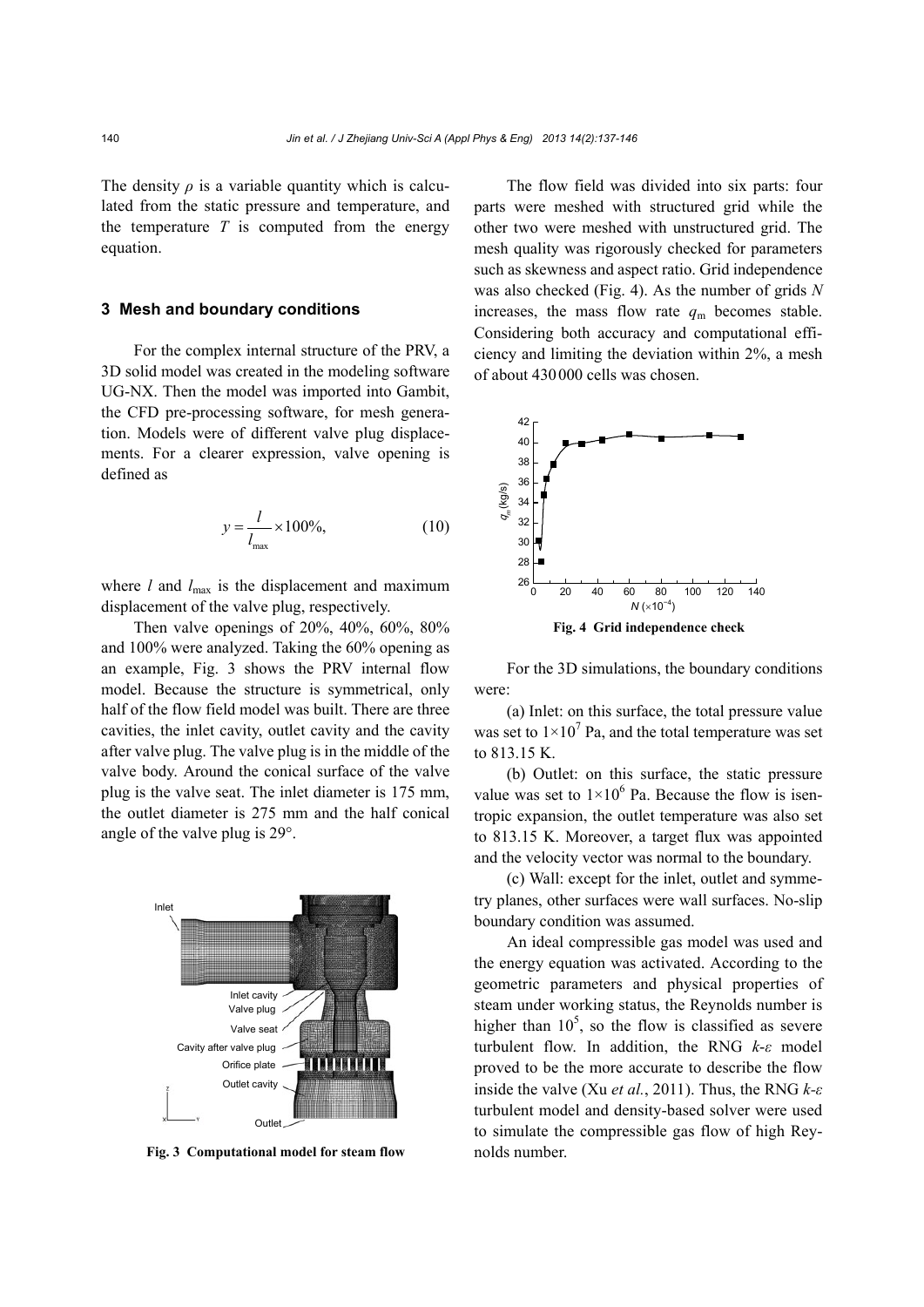The density $\rho$ is a variable quantity which is calculated from the static pressure and temperature, and the temperature $T$ is computed from the energy equation.

## 3 Mesh and boundary conditions

For the complex internal structure of the PRV, a 3D solid model was created in the modeling software UG-NX. Then the model was imported into Gambit, the CFD pre-processing software, for mesh generation. Models were of different valve plug displacements. For a clearer expression, valve opening is defined as

$$y = \frac{l}{l_{\max}} \times 100\%, \tag{10}$$

where $l$ and $l_{\max}$ is the displacement and maximum displacement of the valve plug, respectively.

Then valve openings of 20%, 40%, 60%, 80% and 100% were analyzed. Taking the 60% opening as an example, Fig. 3 shows the PRV internal flow model. Because the structure is symmetrical, only half of the flow field model was built. There are three cavities, the inlet cavity, outlet cavity and the cavity after valve plug. The valve plug is in the middle of the valve body. Around the conical surface of the valve plug is the valve seat. The inlet diameter is 175 mm, the outlet diameter is 275 mm and the half conical angle of the valve plug is 29°.

**Fig. 3 Computational model for steam flow**

The flow field was divided into six parts: four parts were meshed with structured grid while the other two were meshed with unstructured grid. The mesh quality was rigorously checked for parameters such as skewness and aspect ratio. Grid independence was also checked (Fig. 4). As the number of grids $N$ increases, the mass flow rate $q_m$ becomes stable. Considering both accuracy and computational efficiency and limiting the deviation within 2%, a mesh of about 430000 cells was chosen.

**Fig. 4 Grid independence check**

For the 3D simulations, the boundary conditions were:

(a) Inlet: on this surface, the total pressure value was set to $1\times10^7$ Pa, and the total temperature was set to 813.15 K.

(b) Outlet: on this surface, the static pressure value was set to $1\times10^6$ Pa. Because the flow is isentropic expansion, the outlet temperature was also set to 813.15 K. Moreover, a target flux was appointed and the velocity vector was normal to the boundary.

(c) Wall: except for the inlet, outlet and symmetry planes, other surfaces were wall surfaces. No-slip boundary condition was assumed.

An ideal compressible gas model was used and the energy equation was activated. According to the geometric parameters and physical properties of steam under working status, the Reynolds number is higher than $10^5$, so the flow is classified as severe turbulent flow. In addition, the RNG $k$-$\varepsilon$ model proved to be the more accurate to describe the flow inside the valve (Xu *et al.*, 2011). Thus, the RNG $k$-$\varepsilon$ turbulent model and density-based solver were used to simulate the compressible gas flow of high Reynolds number.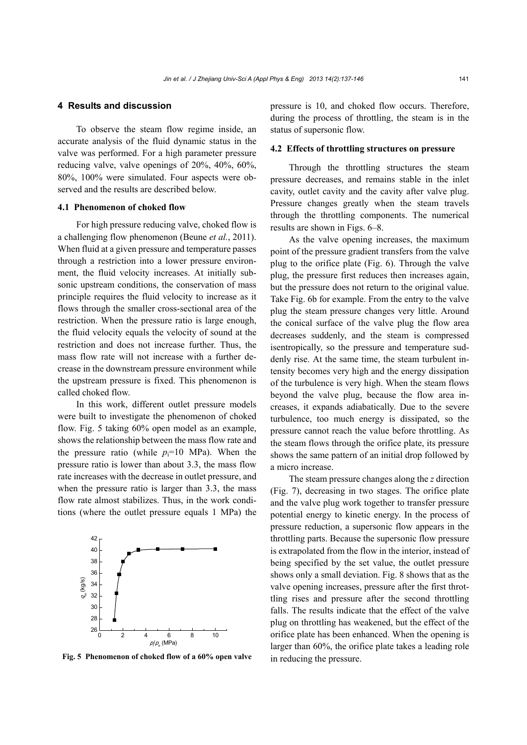## 4 Results and discussion

To observe the steam flow regime inside, an accurate analysis of the fluid dynamic status in the valve was performed. For a high parameter pressure reducing valve, valve openings of 20%, 40%, 60%, 80%, 100% were simulated. Four aspects were observed and the results are described below.

### 4.1 Phenomenon of choked flow

For high pressure reducing valve, choked flow is a challenging flow phenomenon (Beune *et al.*, 2011). When fluid at a given pressure and temperature passes through a restriction into a lower pressure environment, the fluid velocity increases. At initially subsonic upstream conditions, the conservation of mass principle requires the fluid velocity to increase as it flows through the smaller cross-sectional area of the restriction. When the pressure ratio is large enough, the fluid velocity equals the velocity of sound at the restriction and does not increase further. Thus, the mass flow rate will not increase with a further decrease in the downstream pressure environment while the upstream pressure is fixed. This phenomenon is called choked flow.

In this work, different outlet pressure models were built to investigate the phenomenon of choked flow. Fig. 5 taking 60% open model as an example, shows the relationship between the mass flow rate and the pressure ratio (while $p_i$=10 MPa). When the pressure ratio is lower than about 3.3, the mass flow rate increases with the decrease in outlet pressure, and when the pressure ratio is larger than 3.3, the mass flow rate almost stabilizes. Thus, in the work conditions (where the outlet pressure equals 1 MPa) the pressure is 10, and choked flow occurs. Therefore, during the process of throttling, the steam is in the status of supersonic flow.

**Fig. 5 Phenomenon of choked flow of a 60% open valve**

### 4.2 Effects of throttling structures on pressure

Through the throttling structures the steam pressure decreases, and remains stable in the inlet cavity, outlet cavity and the cavity after valve plug. Pressure changes greatly when the steam travels through the throttling components. The numerical results are shown in Figs. 6–8.

As the valve opening increases, the maximum point of the pressure gradient transfers from the valve plug to the orifice plate (Fig. 6). Through the valve plug, the pressure first reduces then increases again, but the pressure does not return to the original value. Take Fig. 6b for example. From the entry to the valve plug the steam pressure changes very little. Around the conical surface of the valve plug the flow area decreases suddenly, and the steam is compressed isentropically, so the pressure and temperature suddenly rise. At the same time, the steam turbulent intensity becomes very high and the energy dissipation of the turbulence is very high. When the steam flows beyond the valve plug, because the flow area increases, it expands adiabatically. Due to the severe turbulence, too much energy is dissipated, so the pressure cannot reach the value before throttling. As the steam flows through the orifice plate, its pressure shows the same pattern of an initial drop followed by a micro increase.

The steam pressure changes along the *z* direction (Fig. 7), decreasing in two stages. The orifice plate and the valve plug work together to transfer pressure potential energy to kinetic energy. In the process of pressure reduction, a supersonic flow appears in the throttling parts. Because the supersonic flow pressure is extrapolated from the flow in the interior, instead of being specified by the set value, the outlet pressure shows only a small deviation. Fig. 8 shows that as the valve opening increases, pressure after the first throttling rises and pressure after the second throttling falls. The results indicate that the effect of the valve plug on throttling has weakened, but the effect of the orifice plate has been enhanced. When the opening is larger than 60%, the orifice plate takes a leading role in reducing the pressure.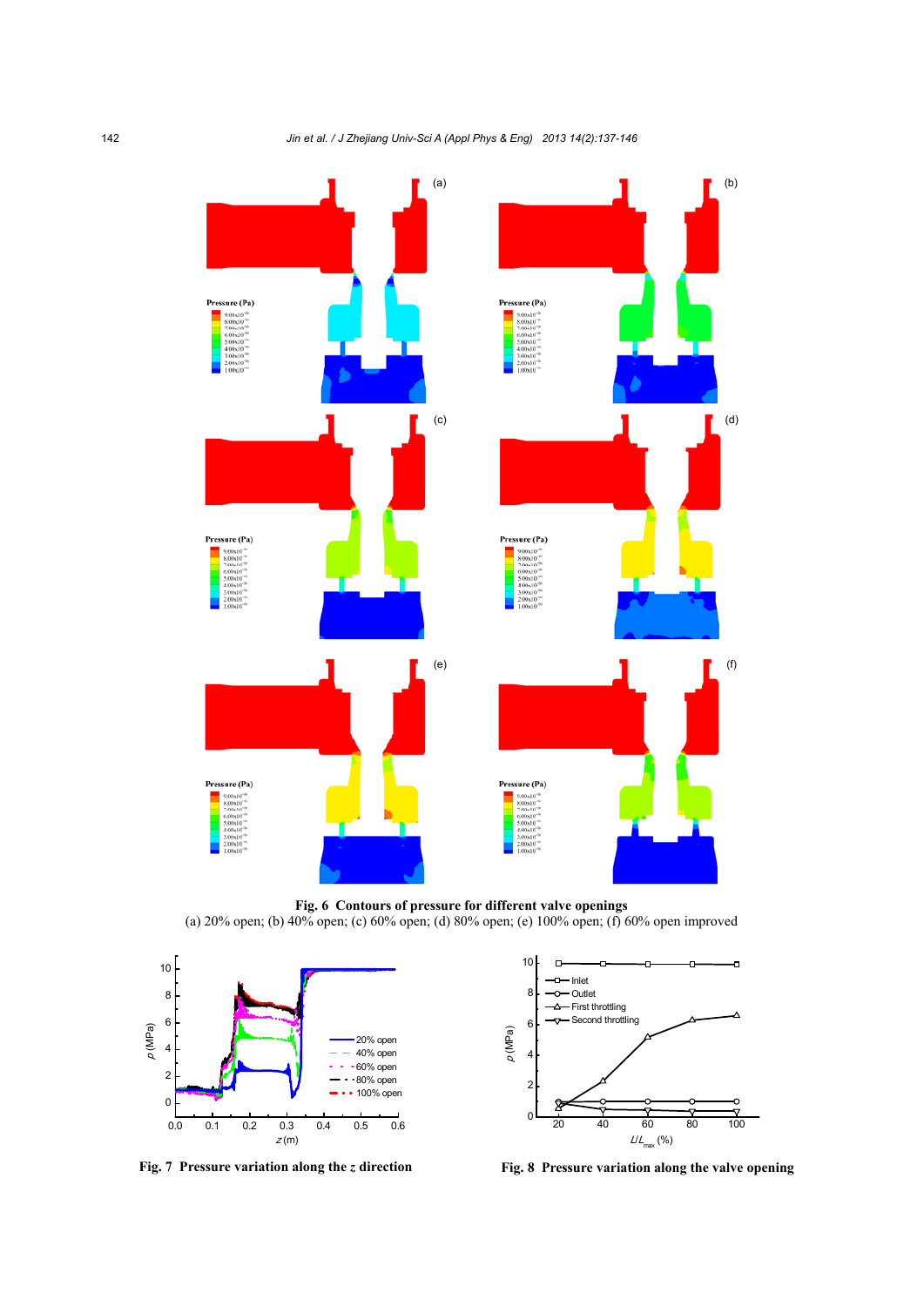**Fig. 6 Contours of pressure for different valve openings**
(a) 20% open; (b) 40% open; (c) 60% open; (d) 80% open; (e) 100% open; (f) 60% open improved

**Fig. 7 Pressure variation along the $z$ direction**

**Fig. 8 Pressure variation along the valve opening**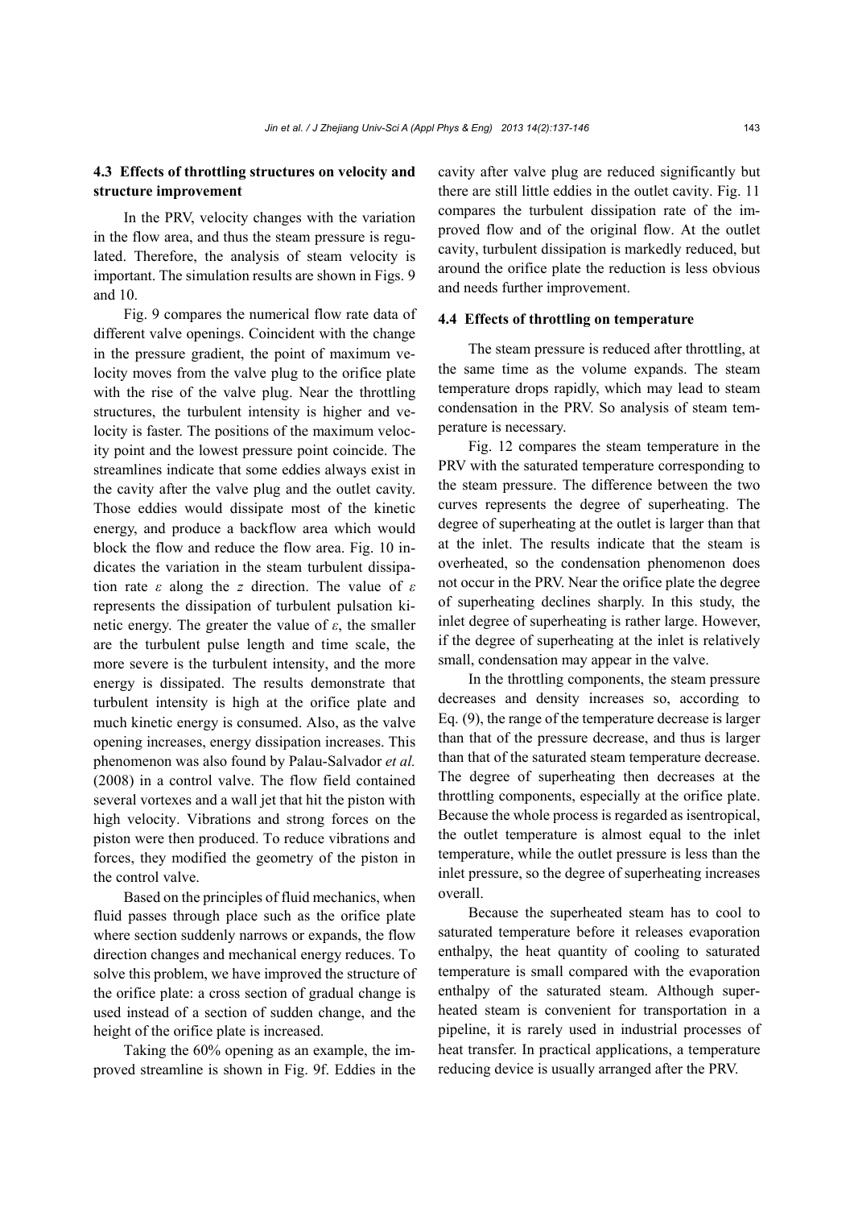### 4.3 Effects of throttling structures on velocity and structure improvement

In the PRV, velocity changes with the variation in the flow area, and thus the steam pressure is regulated. Therefore, the analysis of steam velocity is important. The simulation results are shown in Figs. 9 and 10.

Fig. 9 compares the numerical flow rate data of different valve openings. Coincident with the change in the pressure gradient, the point of maximum velocity moves from the valve plug to the orifice plate with the rise of the valve plug. Near the throttling structures, the turbulent intensity is higher and velocity is faster. The positions of the maximum velocity point and the lowest pressure point coincide. The streamlines indicate that some eddies always exist in the cavity after the valve plug and the outlet cavity. Those eddies would dissipate most of the kinetic energy, and produce a backflow area which would block the flow and reduce the flow area. Fig. 10 indicates the variation in the steam turbulent dissipation rate $\varepsilon$ along the $z$ direction. The value of $\varepsilon$ represents the dissipation of turbulent pulsation kinetic energy. The greater the value of $\varepsilon$, the smaller are the turbulent pulse length and time scale, the more severe is the turbulent intensity, and the more energy is dissipated. The results demonstrate that turbulent intensity is high at the orifice plate and much kinetic energy is consumed. Also, as the valve opening increases, energy dissipation increases. This phenomenon was also found by Palau-Salvador *et al.* (2008) in a control valve. The flow field contained several vortexes and a wall jet that hit the piston with high velocity. Vibrations and strong forces on the piston were then produced. To reduce vibrations and forces, they modified the geometry of the piston in the control valve.

Based on the principles of fluid mechanics, when fluid passes through place such as the orifice plate where section suddenly narrows or expands, the flow direction changes and mechanical energy reduces. To solve this problem, we have improved the structure of the orifice plate: a cross section of gradual change is used instead of a section of sudden change, and the height of the orifice plate is increased.

Taking the 60% opening as an example, the improved streamline is shown in Fig. 9f. Eddies in the cavity after valve plug are reduced significantly but there are still little eddies in the outlet cavity. Fig. 11 compares the turbulent dissipation rate of the improved flow and of the original flow. At the outlet cavity, turbulent dissipation is markedly reduced, but around the orifice plate the reduction is less obvious and needs further improvement.

### 4.4 Effects of throttling on temperature

The steam pressure is reduced after throttling, at the same time as the volume expands. The steam temperature drops rapidly, which may lead to steam condensation in the PRV. So analysis of steam temperature is necessary.

Fig. 12 compares the steam temperature in the PRV with the saturated temperature corresponding to the steam pressure. The difference between the two curves represents the degree of superheating. The degree of superheating at the outlet is larger than that at the inlet. The results indicate that the steam is overheated, so the condensation phenomenon does not occur in the PRV. Near the orifice plate the degree of superheating declines sharply. In this study, the inlet degree of superheating is rather large. However, if the degree of superheating at the inlet is relatively small, condensation may appear in the valve.

In the throttling components, the steam pressure decreases and density increases so, according to Eq. (9), the range of the temperature decrease is larger than that of the pressure decrease, and thus is larger than that of the saturated steam temperature decrease. The degree of superheating then decreases at the throttling components, especially at the orifice plate. Because the whole process is regarded as isentropical, the outlet temperature is almost equal to the inlet temperature, while the outlet pressure is less than the inlet pressure, so the degree of superheating increases overall.

Because the superheated steam has to cool to saturated temperature before it releases evaporation enthalpy, the heat quantity of cooling to saturated temperature is small compared with the evaporation enthalpy of the saturated steam. Although superheated steam is convenient for transportation in a pipeline, it is rarely used in industrial processes of heat transfer. In practical applications, a temperature reducing device is usually arranged after the PRV.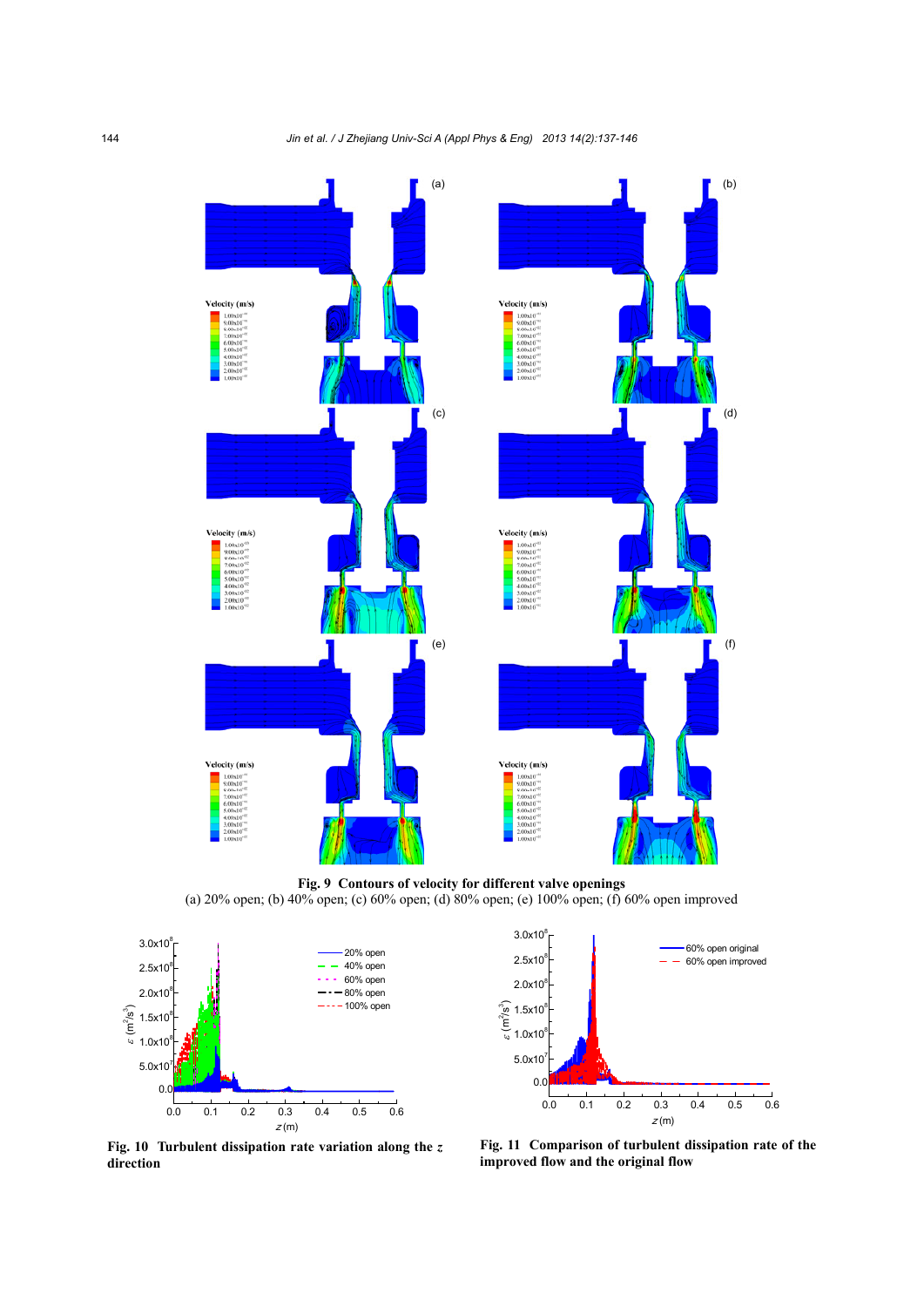**Fig. 9  Contours of velocity for different valve openings**
(a) 20% open; (b) 40% open; (c) 60% open; (d) 80% open; (e) 100% open; (f) 60% open improved

**Fig. 10  Turbulent dissipation rate variation along the $z$ direction**

**Fig. 11  Comparison of turbulent dissipation rate of the improved flow and the original flow**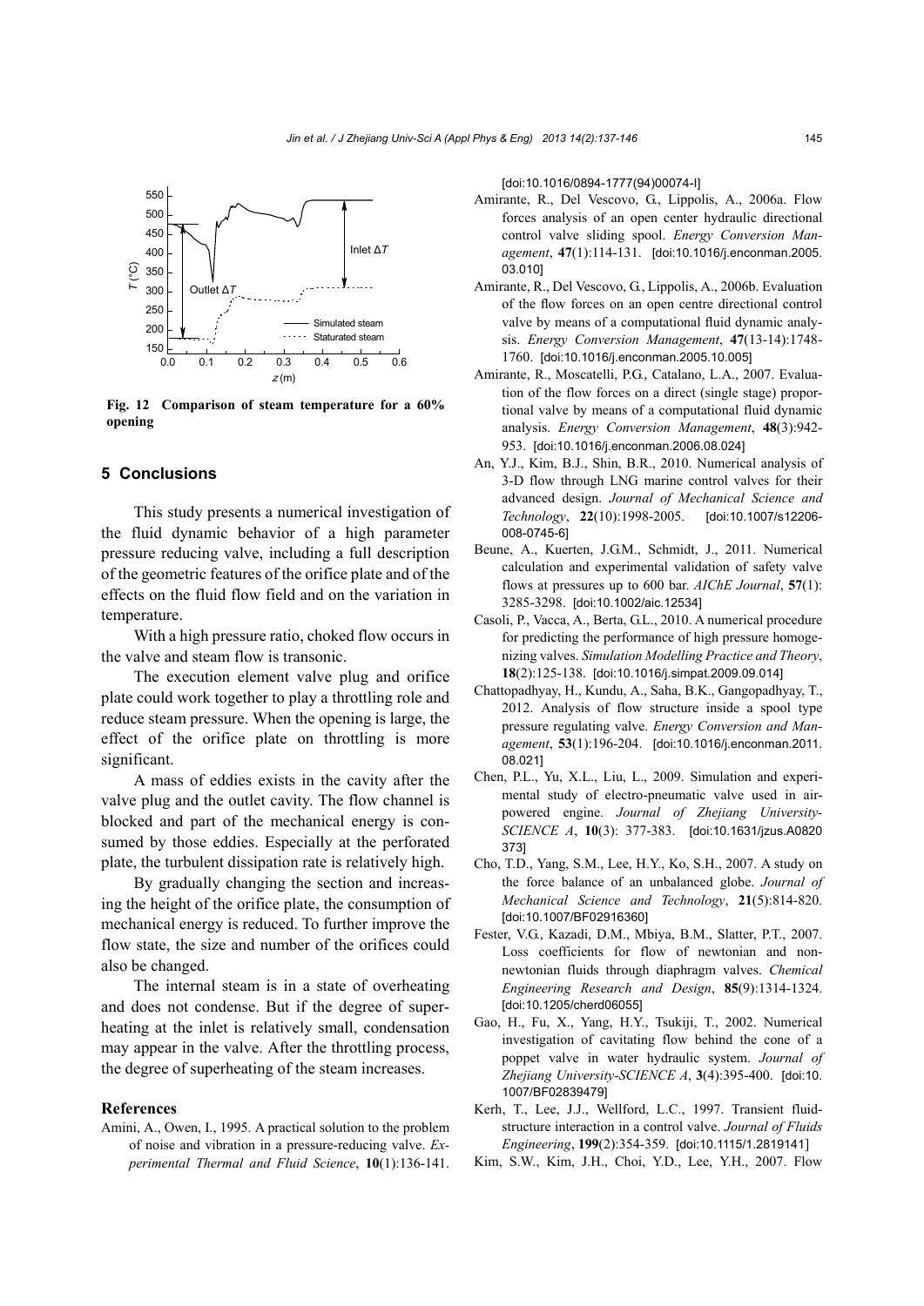Fig. 12 Comparison of steam temperature for a 60% opening

## 5 Conclusions

This study presents a numerical investigation of the fluid dynamic behavior of a high parameter pressure reducing valve, including a full description of the geometric features of the orifice plate and of the effects on the fluid flow field and on the variation in temperature.

With a high pressure ratio, choked flow occurs in the valve and steam flow is transonic.

The execution element valve plug and orifice plate could work together to play a throttling role and reduce steam pressure. When the opening is large, the effect of the orifice plate on throttling is more significant.

A mass of eddies exists in the cavity after the valve plug and the outlet cavity. The flow channel is blocked and part of the mechanical energy is consumed by those eddies. Especially at the perforated plate, the turbulent dissipation rate is relatively high.

By gradually changing the section and increasing the height of the orifice plate, the consumption of mechanical energy is reduced. To further improve the flow state, the size and number of the orifices could also be changed.

The internal steam is in a state of overheating and does not condense. But if the degree of superheating at the inlet is relatively small, condensation may appear in the valve. After the throttling process, the degree of superheating of the steam increases.

### References

Amini, A., Owen, I., 1995. A practical solution to the problem of noise and vibration in a pressure-reducing valve. *Experimental Thermal and Fluid Science*, **10**(1):136-141. [doi:10.1016/0894-1777(94)00074-I]

Amirante, R., Del Vescovo, G., Lippolis, A., 2006a. Flow forces analysis of an open center hydraulic directional control valve sliding spool. *Energy Conversion Management*, **47**(1):114-131. [doi:10.1016/j.enconman.2005.03.010]

Amirante, R., Del Vescovo, G., Lippolis, A., 2006b. Evaluation of the flow forces on an open centre directional control valve by means of a computational fluid dynamic analysis. *Energy Conversion Management*, **47**(13-14):1748-1760. [doi:10.1016/j.enconman.2005.10.005]

Amirante, R., Moscatelli, P.G., Catalano, L.A., 2007. Evaluation of the flow forces on a direct (single stage) proportional valve by means of a computational fluid dynamic analysis. *Energy Conversion Management*, **48**(3):942-953. [doi:10.1016/j.enconman.2006.08.024]

An, Y.J., Kim, B.J., Shin, B.R., 2010. Numerical analysis of 3-D flow through LNG marine control valves for their advanced design. *Journal of Mechanical Science and Technology*, **22**(10):1998-2005. [doi:10.1007/s12206-008-0745-6]

Beune, A., Kuerten, J.G.M., Schmidt, J., 2011. Numerical calculation and experimental validation of safety valve flows at pressures up to 600 bar. *AIChE Journal*, **57**(1):3285-3298. [doi:10.1002/aic.12534]

Casoli, P., Vacca, A., Berta, G.L., 2010. A numerical procedure for predicting the performance of high pressure homogenizing valves. *Simulation Modelling Practice and Theory*, **18**(2):125-138. [doi:10.1016/j.simpat.2009.09.014]

Chattopadhyay, H., Kundu, A., Saha, B.K., Gangopadhyay, T., 2012. Analysis of flow structure inside a spool type pressure regulating valve. *Energy Conversion and Management*, **53**(1):196-204. [doi:10.1016/j.enconman.2011.08.021]

Chen, P.L., Yu, X.L., Liu, L., 2009. Simulation and experimental study of electro-pneumatic valve used in air-powered engine. *Journal of Zhejiang University-SCIENCE A*, **10**(3): 377-383. [doi:10.1631/jzus.A0820373]

Cho, T.D., Yang, S.M., Lee, H.Y., Ko, S.H., 2007. A study on the force balance of an unbalanced globe. *Journal of Mechanical Science and Technology*, **21**(5):814-820. [doi:10.1007/BF02916360]

Fester, V.G., Kazadi, D.M., Mbiya, B.M., Slatter, P.T., 2007. Loss coefficients for flow of newtonian and non-newtonian fluids through diaphragm valves. *Chemical Engineering Research and Design*, **85**(9):1314-1324. [doi:10.1205/cherd06055]

Gao, H., Fu, X., Yang, H.Y., Tsukiji, T., 2002. Numerical investigation of cavitating flow behind the cone of a poppet valve in water hydraulic system. *Journal of Zhejiang University-SCIENCE A*, **3**(4):395-400. [doi:10.1007/BF02839479]

Kerh, T., Lee, J.J., Wellford, L.C., 1997. Transient fluid-structure interaction in a control valve. *Journal of Fluids Engineering*, **199**(2):354-359. [doi:10.1115/1.2819141]

Kim, S.W., Kim, J.H., Choi, Y.D., Lee, Y.H., 2007. Flow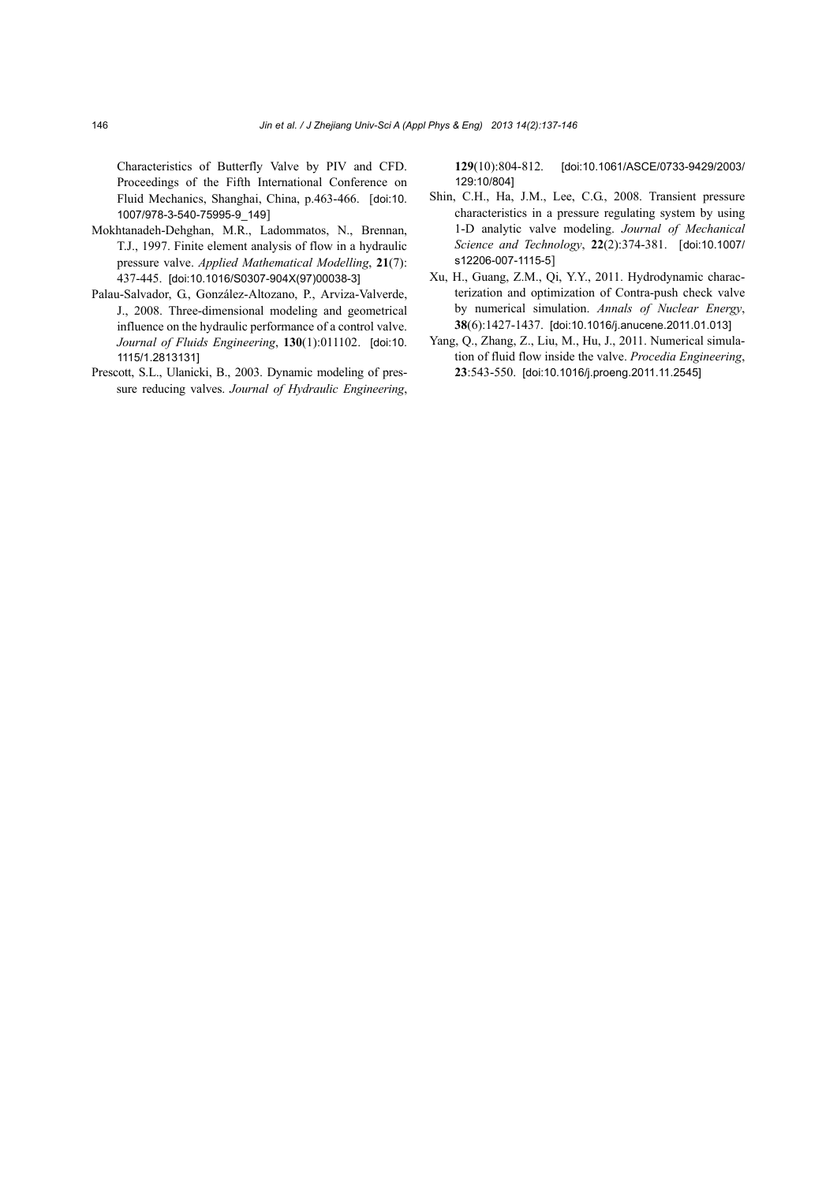Characteristics of Butterfly Valve by PIV and CFD. Proceedings of the Fifth International Conference on Fluid Mechanics, Shanghai, China, p.463-466. [doi:10.1007/978-3-540-75995-9_149]

Mokhtanadeh-Dehghan, M.R., Ladommatos, N., Brennan, T.J., 1997. Finite element analysis of flow in a hydraulic pressure valve. *Applied Mathematical Modelling*, **21**(7): 437-445. [doi:10.1016/S0307-904X(97)00038-3]

Palau-Salvador, G., González-Altozano, P., Arviza-Valverde, J., 2008. Three-dimensional modeling and geometrical influence on the hydraulic performance of a control valve. *Journal of Fluids Engineering*, **130**(1):011102. [doi:10.1115/1.2813131]

Prescott, S.L., Ulanicki, B., 2003. Dynamic modeling of pressure reducing valves. *Journal of Hydraulic Engineering*, **129**(10):804-812. [doi:10.1061/ASCE/0733-9429/2003/129:10/804]

Shin, C.H., Ha, J.M., Lee, C.G., 2008. Transient pressure characteristics in a pressure regulating system by using 1-D analytic valve modeling. *Journal of Mechanical Science and Technology*, **22**(2):374-381. [doi:10.1007/s12206-007-1115-5]

Xu, H., Guang, Z.M., Qi, Y.Y., 2011. Hydrodynamic characterization and optimization of Contra-push check valve by numerical simulation. *Annals of Nuclear Energy*, **38**(6):1427-1437. [doi:10.1016/j.anucene.2011.01.013]

Yang, Q., Zhang, Z., Liu, M., Hu, J., 2011. Numerical simulation of fluid flow inside the valve. *Procedia Engineering*, **23**:543-550. [doi:10.1016/j.proeng.2011.11.2545]